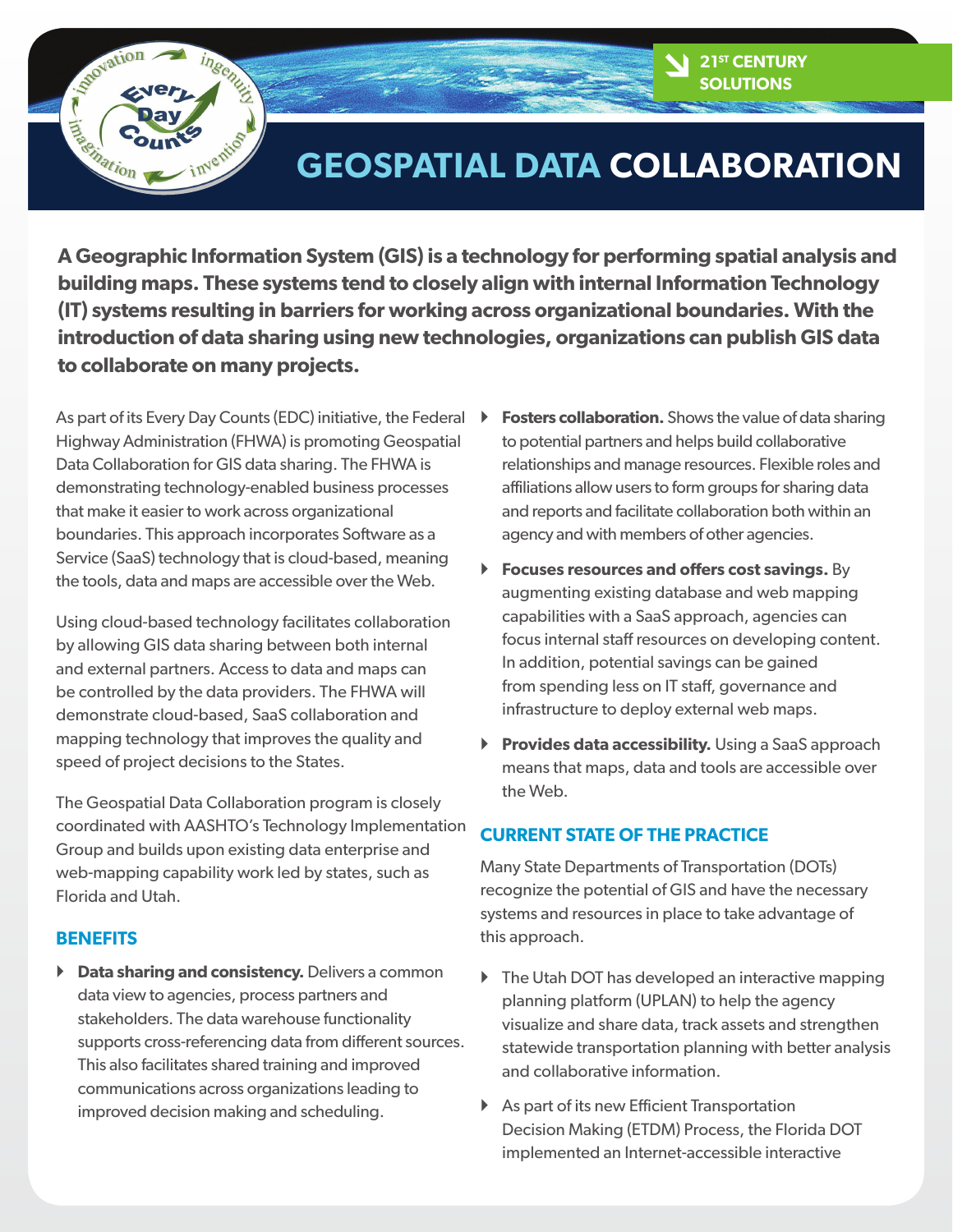21ST CENTURY SOLUTIONS

# GEOSPATIAL DATA COLLABORATION

**A Geographic Information System (GIS) is a technology for performing spatial analysis and building maps. These systems tend to closely align with internal Information Technology (IT) systems resulting in barriers for working across organizational boundaries. With the introduction of data sharing using new technologies, organizations can publish GIS data to collaborate on many projects.**

As part of its Every Day Counts (EDC) initiative, the Federal Highway Administration (FHWA) is promoting Geospatial Data Collaboration for GIS data sharing. The FHWA is demonstrating technology-enabled business processes that make it easier to work across organizational boundaries. This approach incorporates Software as a Service (SaaS) technology that is cloud-based, meaning the tools, data and maps are accessible over the Web.

Using cloud-based technology facilitates collaboration by allowing GIS data sharing between both internal and external partners. Access to data and maps can be controlled by the data providers. The FHWA will demonstrate cloud-based, SaaS collaboration and mapping technology that improves the quality and speed of project decisions to the States.

The Geospatial Data Collaboration program is closely coordinated with AASHTO's Technology Implementation Group and builds upon existing data enterprise and web-mapping capability work led by states, such as Florida and Utah.

## BENEFITS

- **Data sharing and consistency.** Delivers a common data view to agencies, process partners and stakeholders. The data warehouse functionality supports cross-referencing data from different sources. This also facilitates shared training and improved communications across organizations leading to improved decision making and scheduling.
- **Fosters collaboration.** Shows the value of data sharing to potential partners and helps build collaborative relationships and manage resources. Flexible roles and affiliations allow users to form groups for sharing data and reports and facilitate collaboration both within an agency and with members of other agencies.
- **Focuses resources and offers cost savings.** By augmenting existing database and web mapping capabilities with a SaaS approach, agencies can focus internal staff resources on developing content. In addition, potential savings can be gained from spending less on IT staff, governance and infrastructure to deploy external web maps.
- **Provides data accessibility.** Using a SaaS approach means that maps, data and tools are accessible over the Web.

## CURRENT STATE OF THE PRACTICE

Many State Departments of Transportation (DOTs) recognize the potential of GIS and have the necessary systems and resources in place to take advantage of this approach.

- The Utah DOT has developed an interactive mapping planning platform (UPLAN) to help the agency visualize and share data, track assets and strengthen statewide transportation planning with better analysis and collaborative information.
- As part of its new Efficient Transportation Decision Making (ETDM) Process, the Florida DOT implemented an Internet-accessible interactive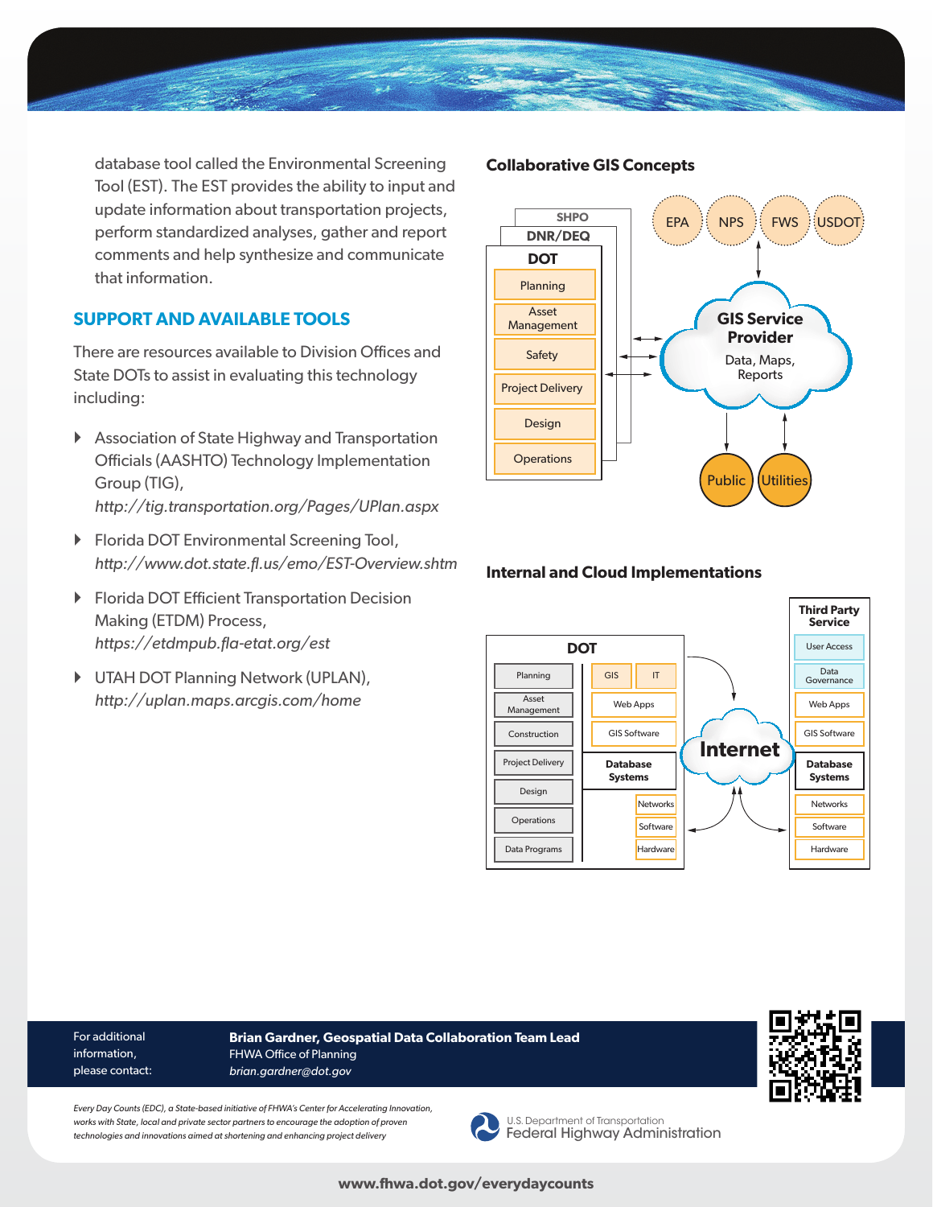database tool called the Environmental Screening Tool (EST). The EST provides the ability to input and update information about transportation projects, perform standardized analyses, gather and report comments and help synthesize and communicate that information.

## SUPPORT AND AVAILABLE TOOLS

There are resources available to Division Offices and State DOTs to assist in evaluating this technology including:

- Association of State Highway and Transportation Officials (AASHTO) Technology Implementation Group (TIG), *http://tig.transportation.org/Pages/UPlan.aspx*
- Florida DOT Environmental Screening Tool, *http://www.dot.state.fl.us/emo/EST-Overview.shtm*
- Florida DOT Efficient Transportation Decision Making (ETDM) Process, *https://etdmpub.fla-etat.org/est*
- UTAH DOT Planning Network (UPLAN), *http://uplan.maps.arcgis.com/home*

**Collaborative GIS Concepts**

SHPO
DNR/DEQ
DOT
Planning
Asset Management
Safety
Project Delivery
Design
Operations
EPA
NPS
FWS
USDOT
GIS Service Provider
Data, Maps, Reports
Public
Utilities

**Internal and Cloud Implementations**

DOT
Planning
Asset Management
Construction
Project Delivery
Design
Operations
Data Programs
GIS
IT
Web Apps
GIS Software
Database Systems
Networks
Software
Hardware
Internet
Third Party Service
User Access
Data Governance
Web Apps
GIS Software
Database Systems
Networks
Software
Hardware

For additional information, please contact:

**Brian Gardner, Geospatial Data Collaboration Team Lead**
FHWA Office of Planning
*brian.gardner@dot.gov*

*Every Day Counts (EDC), a State-based initiative of FHWA's Center for Accelerating Innovation, works with State, local and private sector partners to encourage the adoption of proven technologies and innovations aimed at shortening and enhancing project delivery*

U.S. Department of Transportation
Federal Highway Administration

**www.fhwa.dot.gov/everydaycounts**